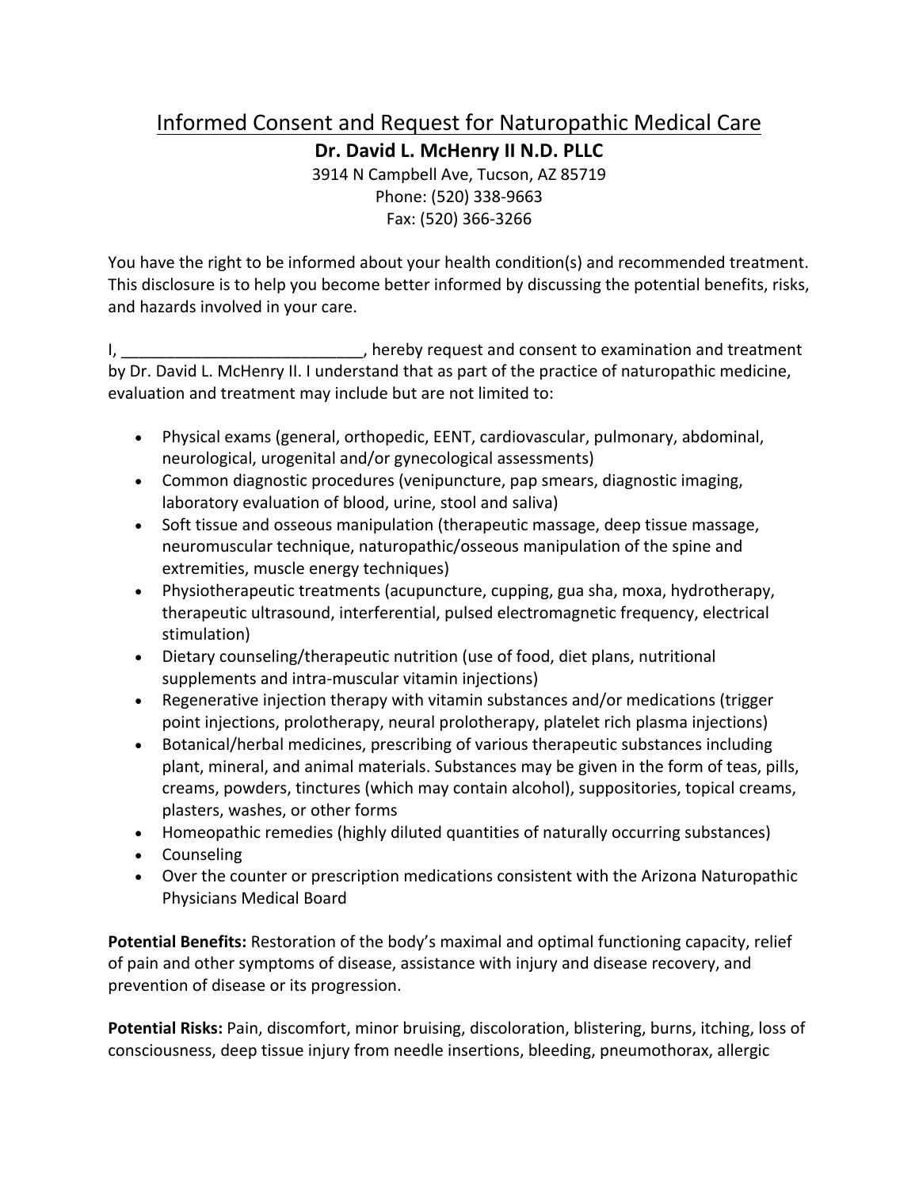# Informed Consent and Request for Naturopathic Medical Care

**Dr. David L. McHenry II N.D. PLLC**

3914 N Campbell Ave, Tucson, AZ 85719

Phone: (520) 338-9663

Fax: (520) 366-3266

You have the right to be informed about your health condition(s) and recommended treatment. This disclosure is to help you become better informed by discussing the potential benefits, risks, and hazards involved in your care.

I, ___________________________, hereby request and consent to examination and treatment by Dr. David L. McHenry II. I understand that as part of the practice of naturopathic medicine, evaluation and treatment may include but are not limited to:

- Physical exams (general, orthopedic, EENT, cardiovascular, pulmonary, abdominal, neurological, urogenital and/or gynecological assessments)
- Common diagnostic procedures (venipuncture, pap smears, diagnostic imaging, laboratory evaluation of blood, urine, stool and saliva)
- Soft tissue and osseous manipulation (therapeutic massage, deep tissue massage, neuromuscular technique, naturopathic/osseous manipulation of the spine and extremities, muscle energy techniques)
- Physiotherapeutic treatments (acupuncture, cupping, gua sha, moxa, hydrotherapy, therapeutic ultrasound, interferential, pulsed electromagnetic frequency, electrical stimulation)
- Dietary counseling/therapeutic nutrition (use of food, diet plans, nutritional supplements and intra-muscular vitamin injections)
- Regenerative injection therapy with vitamin substances and/or medications (trigger point injections, prolotherapy, neural prolotherapy, platelet rich plasma injections)
- Botanical/herbal medicines, prescribing of various therapeutic substances including plant, mineral, and animal materials. Substances may be given in the form of teas, pills, creams, powders, tinctures (which may contain alcohol), suppositories, topical creams, plasters, washes, or other forms
- Homeopathic remedies (highly diluted quantities of naturally occurring substances)
- Counseling
- Over the counter or prescription medications consistent with the Arizona Naturopathic Physicians Medical Board

**Potential Benefits:** Restoration of the body's maximal and optimal functioning capacity, relief of pain and other symptoms of disease, assistance with injury and disease recovery, and prevention of disease or its progression.

**Potential Risks:** Pain, discomfort, minor bruising, discoloration, blistering, burns, itching, loss of consciousness, deep tissue injury from needle insertions, bleeding, pneumothorax, allergic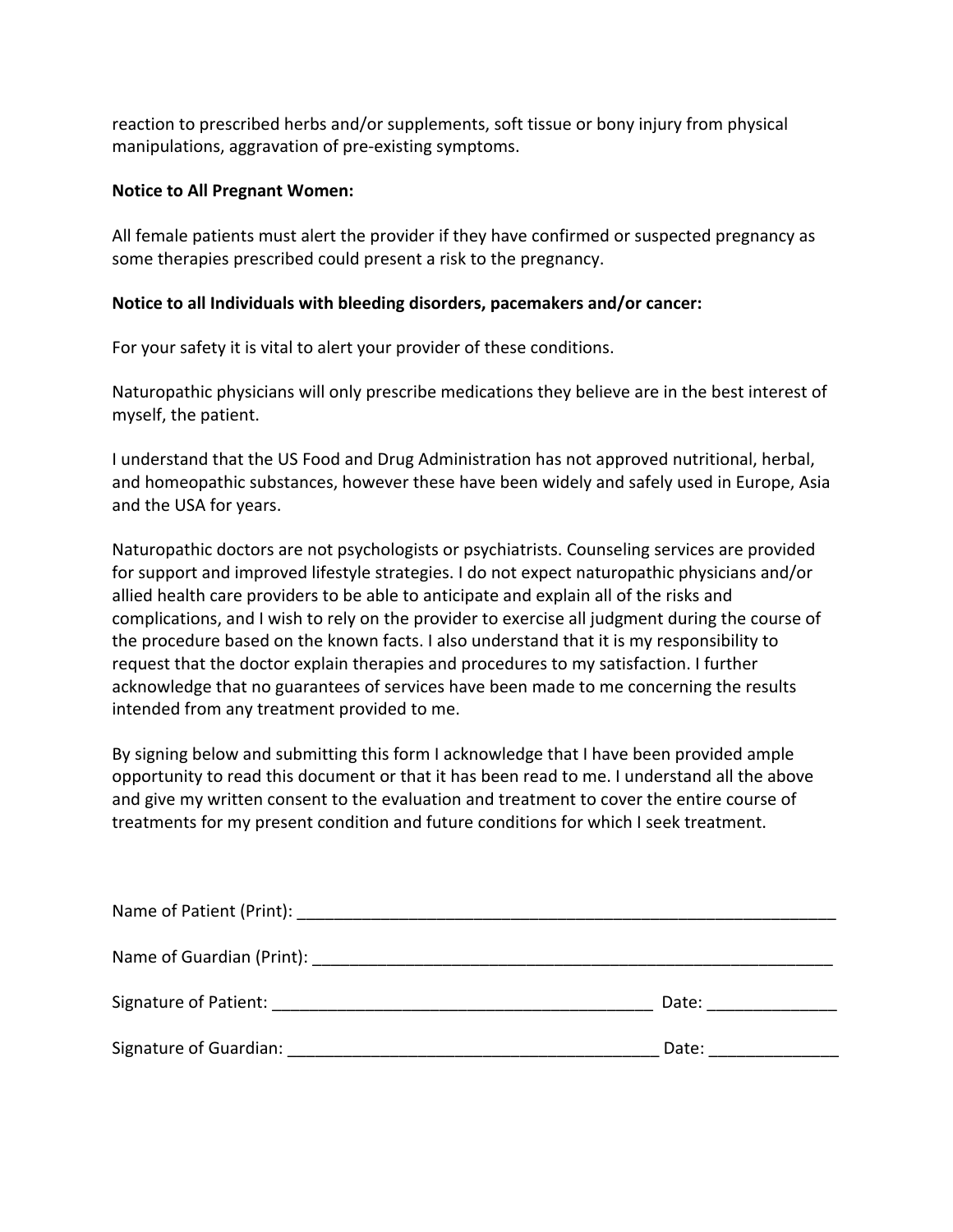reaction to prescribed herbs and/or supplements, soft tissue or bony injury from physical manipulations, aggravation of pre-existing symptoms.

**Notice to All Pregnant Women:**

All female patients must alert the provider if they have confirmed or suspected pregnancy as some therapies prescribed could present a risk to the pregnancy.

**Notice to all Individuals with bleeding disorders, pacemakers and/or cancer:**

For your safety it is vital to alert your provider of these conditions.

Naturopathic physicians will only prescribe medications they believe are in the best interest of myself, the patient.

I understand that the US Food and Drug Administration has not approved nutritional, herbal, and homeopathic substances, however these have been widely and safely used in Europe, Asia and the USA for years.

Naturopathic doctors are not psychologists or psychiatrists. Counseling services are provided for support and improved lifestyle strategies. I do not expect naturopathic physicians and/or allied health care providers to be able to anticipate and explain all of the risks and complications, and I wish to rely on the provider to exercise all judgment during the course of the procedure based on the known facts. I also understand that it is my responsibility to request that the doctor explain therapies and procedures to my satisfaction. I further acknowledge that no guarantees of services have been made to me concerning the results intended from any treatment provided to me.

By signing below and submitting this form I acknowledge that I have been provided ample opportunity to read this document or that it has been read to me. I understand all the above and give my written consent to the evaluation and treatment to cover the entire course of treatments for my present condition and future conditions for which I seek treatment.

Name of Patient (Print): ___________________________________________________________

Name of Guardian (Print): __________________________________________________________

Signature of Patient: _________________________________________ Date: ______________

Signature of Guardian: ________________________________________ Date: ______________